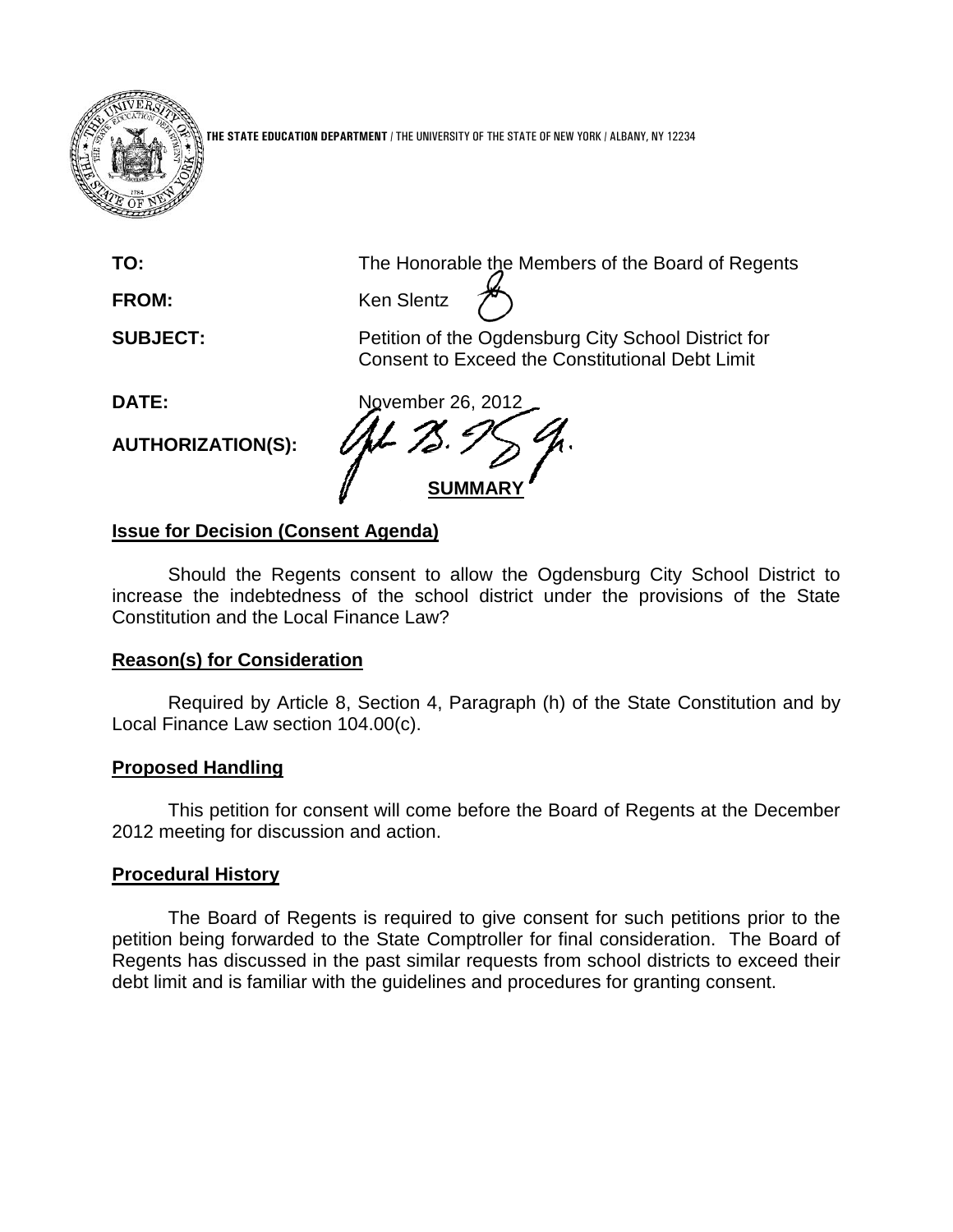THE STATE EDUCATION DEPARTMENT / THE UNIVERSITY OF THE STATE OF NEW YORK / ALBANY, NY 12234

**TO:** The Honorable the Members of the Board of Regents

**FROM:** Ken Slentz

**SUBJECT:** Petition of the Ogdensburg City School District for Consent to Exceed the Constitutional Debt Limit

**DATE:** November 26, 2012

**AUTHORIZATION(S):**

## SUMMARY

**Issue for Decision (Consent Agenda)**

Should the Regents consent to allow the Ogdensburg City School District to increase the indebtedness of the school district under the provisions of the State Constitution and the Local Finance Law?

**Reason(s) for Consideration**

Required by Article 8, Section 4, Paragraph (h) of the State Constitution and by Local Finance Law section 104.00(c).

**Proposed Handling**

This petition for consent will come before the Board of Regents at the December 2012 meeting for discussion and action.

**Procedural History**

The Board of Regents is required to give consent for such petitions prior to the petition being forwarded to the State Comptroller for final consideration. The Board of Regents has discussed in the past similar requests from school districts to exceed their debt limit and is familiar with the guidelines and procedures for granting consent.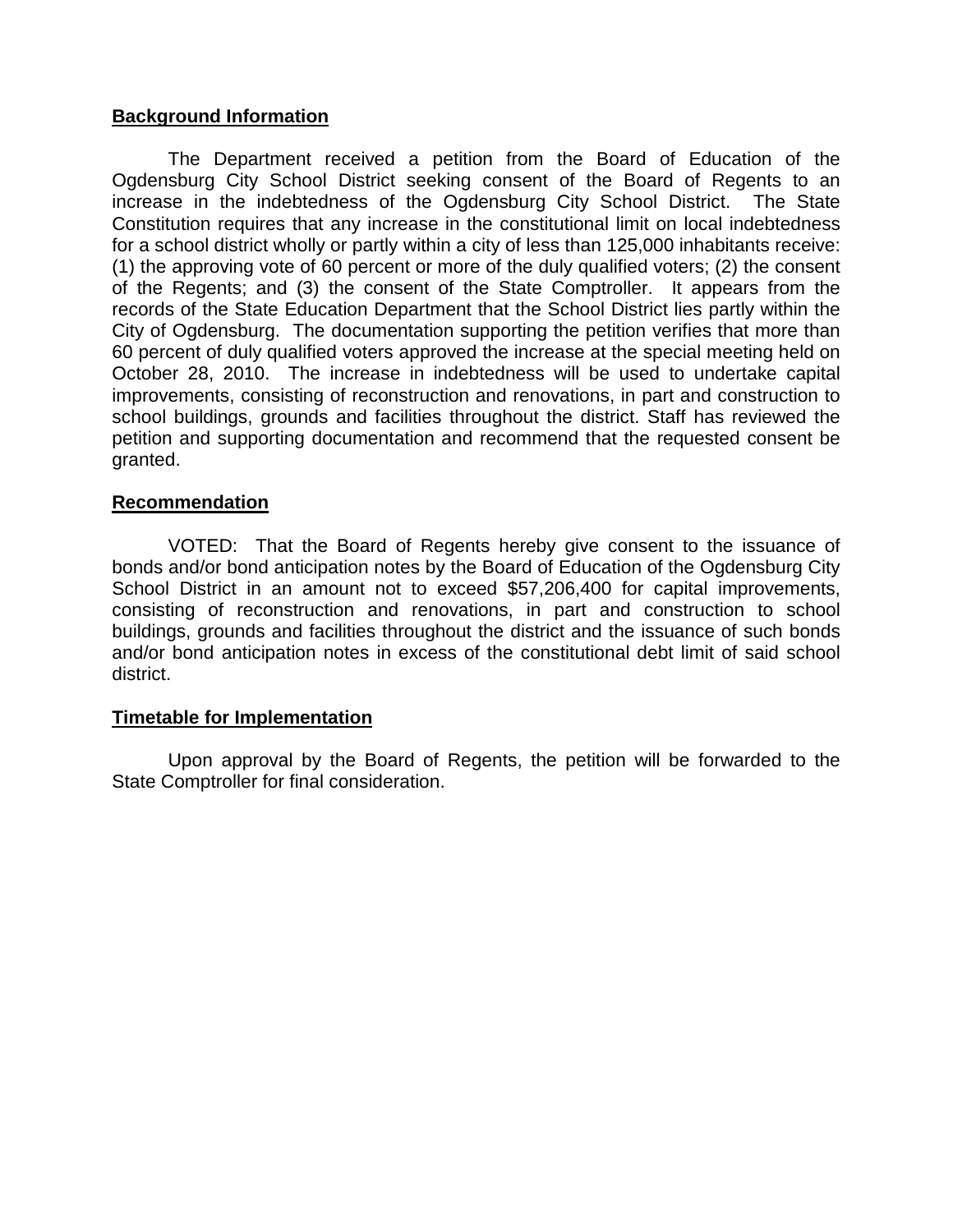## Background Information

The Department received a petition from the Board of Education of the Ogdensburg City School District seeking consent of the Board of Regents to an increase in the indebtedness of the Ogdensburg City School District. The State Constitution requires that any increase in the constitutional limit on local indebtedness for a school district wholly or partly within a city of less than 125,000 inhabitants receive: (1) the approving vote of 60 percent or more of the duly qualified voters; (2) the consent of the Regents; and (3) the consent of the State Comptroller. It appears from the records of the State Education Department that the School District lies partly within the City of Ogdensburg. The documentation supporting the petition verifies that more than 60 percent of duly qualified voters approved the increase at the special meeting held on October 28, 2010. The increase in indebtedness will be used to undertake capital improvements, consisting of reconstruction and renovations, in part and construction to school buildings, grounds and facilities throughout the district. Staff has reviewed the petition and supporting documentation and recommend that the requested consent be granted.

## Recommendation

VOTED: That the Board of Regents hereby give consent to the issuance of bonds and/or bond anticipation notes by the Board of Education of the Ogdensburg City School District in an amount not to exceed $57,206,400 for capital improvements, consisting of reconstruction and renovations, in part and construction to school buildings, grounds and facilities throughout the district and the issuance of such bonds and/or bond anticipation notes in excess of the constitutional debt limit of said school district.

## Timetable for Implementation

Upon approval by the Board of Regents, the petition will be forwarded to the State Comptroller for final consideration.